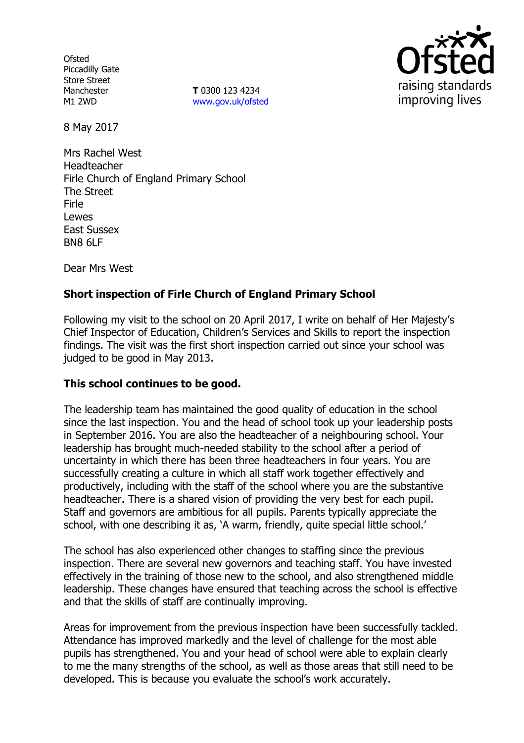Ofsted
Piccadilly Gate
Store Street
Manchester
M1 2WD

**T** 0300 123 4234
www.gov.uk/ofsted

Ofsted
raising standards
improving lives

8 May 2017

Mrs Rachel West
Headteacher
Firle Church of England Primary School
The Street
Firle
Lewes
East Sussex
BN8 6LF

Dear Mrs West

**Short inspection of Firle Church of England Primary School**

Following my visit to the school on 20 April 2017, I write on behalf of Her Majesty's Chief Inspector of Education, Children's Services and Skills to report the inspection findings. The visit was the first short inspection carried out since your school was judged to be good in May 2013.

**This school continues to be good.**

The leadership team has maintained the good quality of education in the school since the last inspection. You and the head of school took up your leadership posts in September 2016. You are also the headteacher of a neighbouring school. Your leadership has brought much-needed stability to the school after a period of uncertainty in which there has been three headteachers in four years. You are successfully creating a culture in which all staff work together effectively and productively, including with the staff of the school where you are the substantive headteacher. There is a shared vision of providing the very best for each pupil. Staff and governors are ambitious for all pupils. Parents typically appreciate the school, with one describing it as, 'A warm, friendly, quite special little school.'

The school has also experienced other changes to staffing since the previous inspection. There are several new governors and teaching staff. You have invested effectively in the training of those new to the school, and also strengthened middle leadership. These changes have ensured that teaching across the school is effective and that the skills of staff are continually improving.

Areas for improvement from the previous inspection have been successfully tackled. Attendance has improved markedly and the level of challenge for the most able pupils has strengthened. You and your head of school were able to explain clearly to me the many strengths of the school, as well as those areas that still need to be developed. This is because you evaluate the school's work accurately.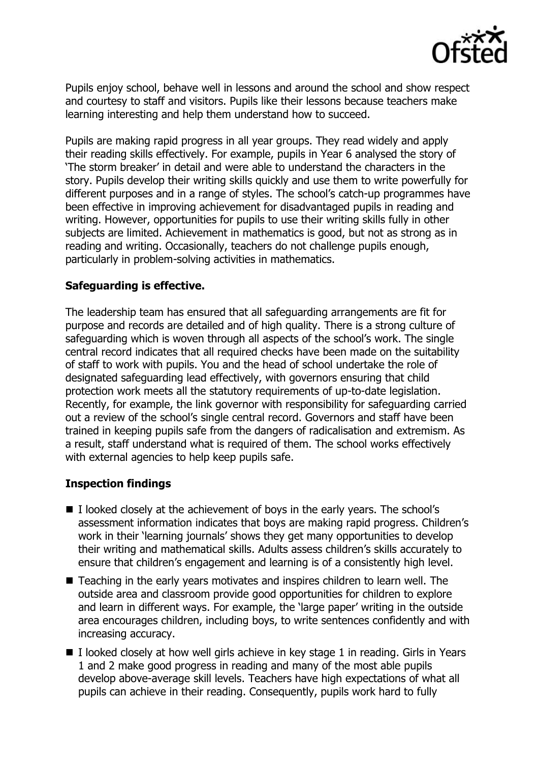Pupils enjoy school, behave well in lessons and around the school and show respect and courtesy to staff and visitors. Pupils like their lessons because teachers make learning interesting and help them understand how to succeed.

Pupils are making rapid progress in all year groups. They read widely and apply their reading skills effectively. For example, pupils in Year 6 analysed the story of 'The storm breaker' in detail and were able to understand the characters in the story. Pupils develop their writing skills quickly and use them to write powerfully for different purposes and in a range of styles. The school's catch-up programmes have been effective in improving achievement for disadvantaged pupils in reading and writing. However, opportunities for pupils to use their writing skills fully in other subjects are limited. Achievement in mathematics is good, but not as strong as in reading and writing. Occasionally, teachers do not challenge pupils enough, particularly in problem-solving activities in mathematics.

**Safeguarding is effective.**

The leadership team has ensured that all safeguarding arrangements are fit for purpose and records are detailed and of high quality. There is a strong culture of safeguarding which is woven through all aspects of the school's work. The single central record indicates that all required checks have been made on the suitability of staff to work with pupils. You and the head of school undertake the role of designated safeguarding lead effectively, with governors ensuring that child protection work meets all the statutory requirements of up-to-date legislation. Recently, for example, the link governor with responsibility for safeguarding carried out a review of the school's single central record. Governors and staff have been trained in keeping pupils safe from the dangers of radicalisation and extremism. As a result, staff understand what is required of them. The school works effectively with external agencies to help keep pupils safe.

## Inspection findings

- I looked closely at the achievement of boys in the early years. The school's assessment information indicates that boys are making rapid progress. Children's work in their 'learning journals' shows they get many opportunities to develop their writing and mathematical skills. Adults assess children's skills accurately to ensure that children's engagement and learning is of a consistently high level.
- Teaching in the early years motivates and inspires children to learn well. The outside area and classroom provide good opportunities for children to explore and learn in different ways. For example, the 'large paper' writing in the outside area encourages children, including boys, to write sentences confidently and with increasing accuracy.
- I looked closely at how well girls achieve in key stage 1 in reading. Girls in Years 1 and 2 make good progress in reading and many of the most able pupils develop above-average skill levels. Teachers have high expectations of what all pupils can achieve in their reading. Consequently, pupils work hard to fully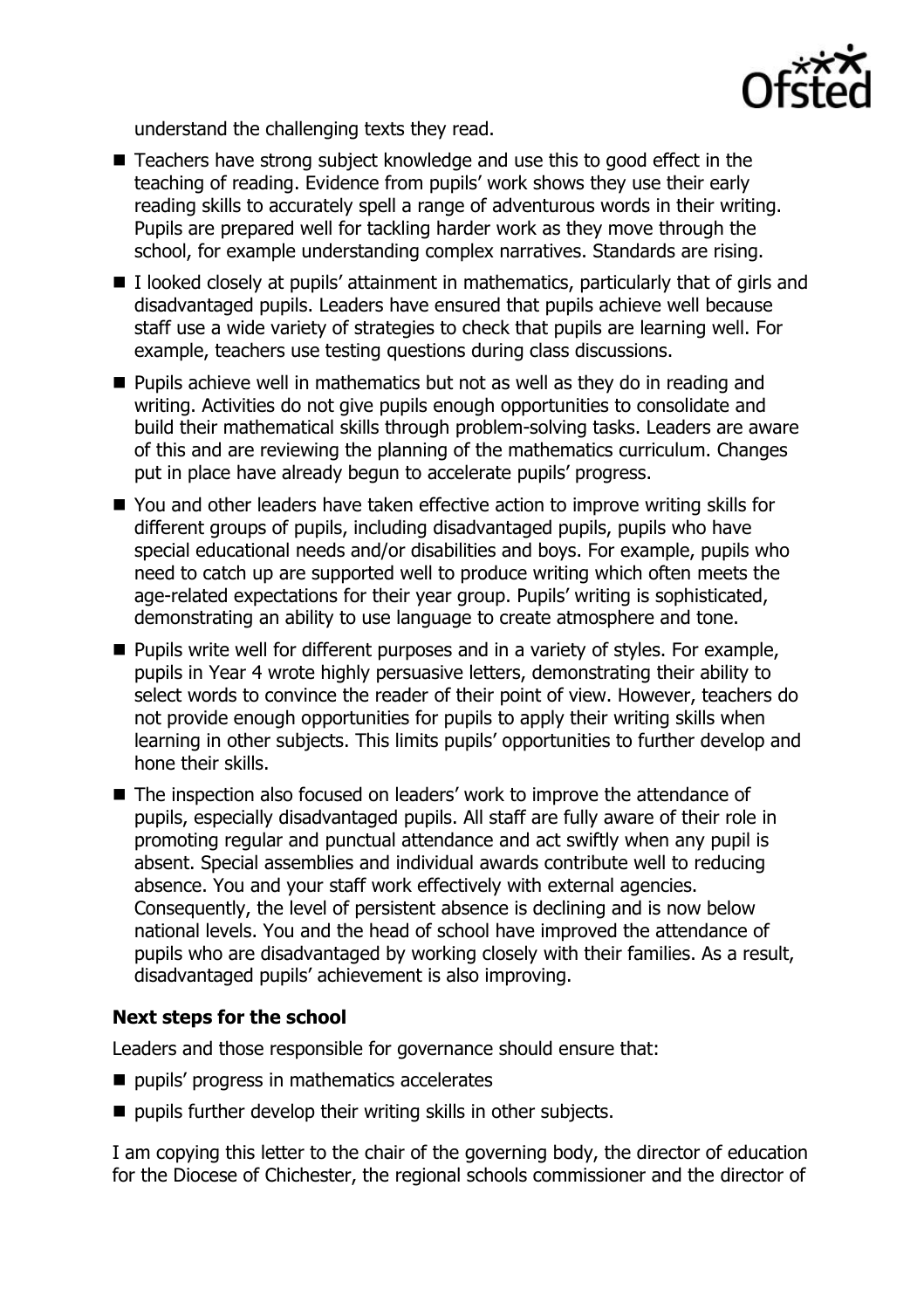understand the challenging texts they read.

- Teachers have strong subject knowledge and use this to good effect in the teaching of reading. Evidence from pupils' work shows they use their early reading skills to accurately spell a range of adventurous words in their writing. Pupils are prepared well for tackling harder work as they move through the school, for example understanding complex narratives. Standards are rising.
- I looked closely at pupils' attainment in mathematics, particularly that of girls and disadvantaged pupils. Leaders have ensured that pupils achieve well because staff use a wide variety of strategies to check that pupils are learning well. For example, teachers use testing questions during class discussions.
- Pupils achieve well in mathematics but not as well as they do in reading and writing. Activities do not give pupils enough opportunities to consolidate and build their mathematical skills through problem-solving tasks. Leaders are aware of this and are reviewing the planning of the mathematics curriculum. Changes put in place have already begun to accelerate pupils' progress.
- You and other leaders have taken effective action to improve writing skills for different groups of pupils, including disadvantaged pupils, pupils who have special educational needs and/or disabilities and boys. For example, pupils who need to catch up are supported well to produce writing which often meets the age-related expectations for their year group. Pupils' writing is sophisticated, demonstrating an ability to use language to create atmosphere and tone.
- Pupils write well for different purposes and in a variety of styles. For example, pupils in Year 4 wrote highly persuasive letters, demonstrating their ability to select words to convince the reader of their point of view. However, teachers do not provide enough opportunities for pupils to apply their writing skills when learning in other subjects. This limits pupils' opportunities to further develop and hone their skills.
- The inspection also focused on leaders' work to improve the attendance of pupils, especially disadvantaged pupils. All staff are fully aware of their role in promoting regular and punctual attendance and act swiftly when any pupil is absent. Special assemblies and individual awards contribute well to reducing absence. You and your staff work effectively with external agencies. Consequently, the level of persistent absence is declining and is now below national levels. You and the head of school have improved the attendance of pupils who are disadvantaged by working closely with their families. As a result, disadvantaged pupils' achievement is also improving.

### Next steps for the school

Leaders and those responsible for governance should ensure that:

- pupils' progress in mathematics accelerates
- pupils further develop their writing skills in other subjects.

I am copying this letter to the chair of the governing body, the director of education for the Diocese of Chichester, the regional schools commissioner and the director of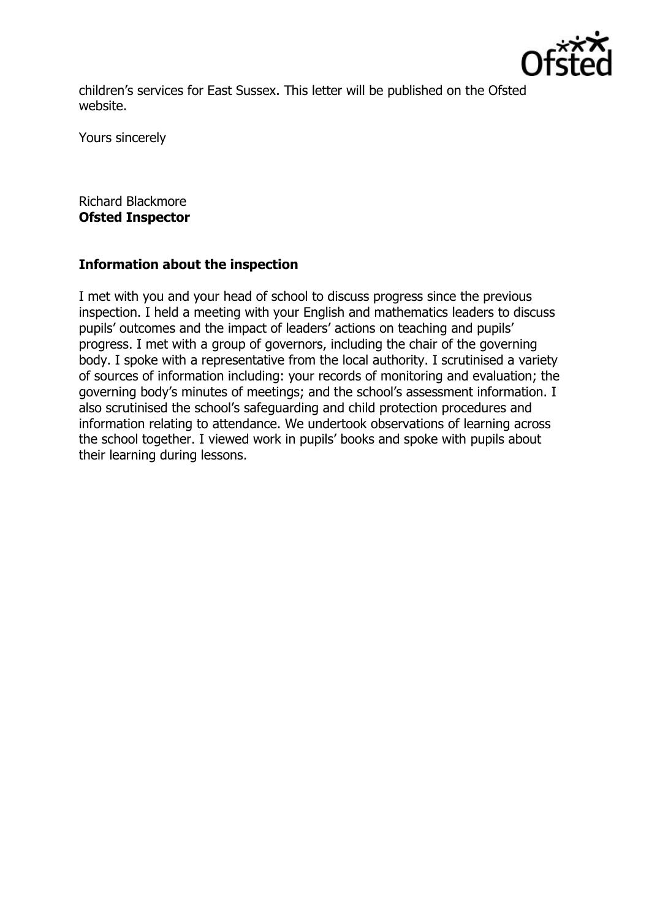children's services for East Sussex. This letter will be published on the Ofsted website.

Yours sincerely

Richard Blackmore
**Ofsted Inspector**

### Information about the inspection

I met with you and your head of school to discuss progress since the previous inspection. I held a meeting with your English and mathematics leaders to discuss pupils' outcomes and the impact of leaders' actions on teaching and pupils' progress. I met with a group of governors, including the chair of the governing body. I spoke with a representative from the local authority. I scrutinised a variety of sources of information including: your records of monitoring and evaluation; the governing body's minutes of meetings; and the school's assessment information. I also scrutinised the school's safeguarding and child protection procedures and information relating to attendance. We undertook observations of learning across the school together. I viewed work in pupils' books and spoke with pupils about their learning during lessons.